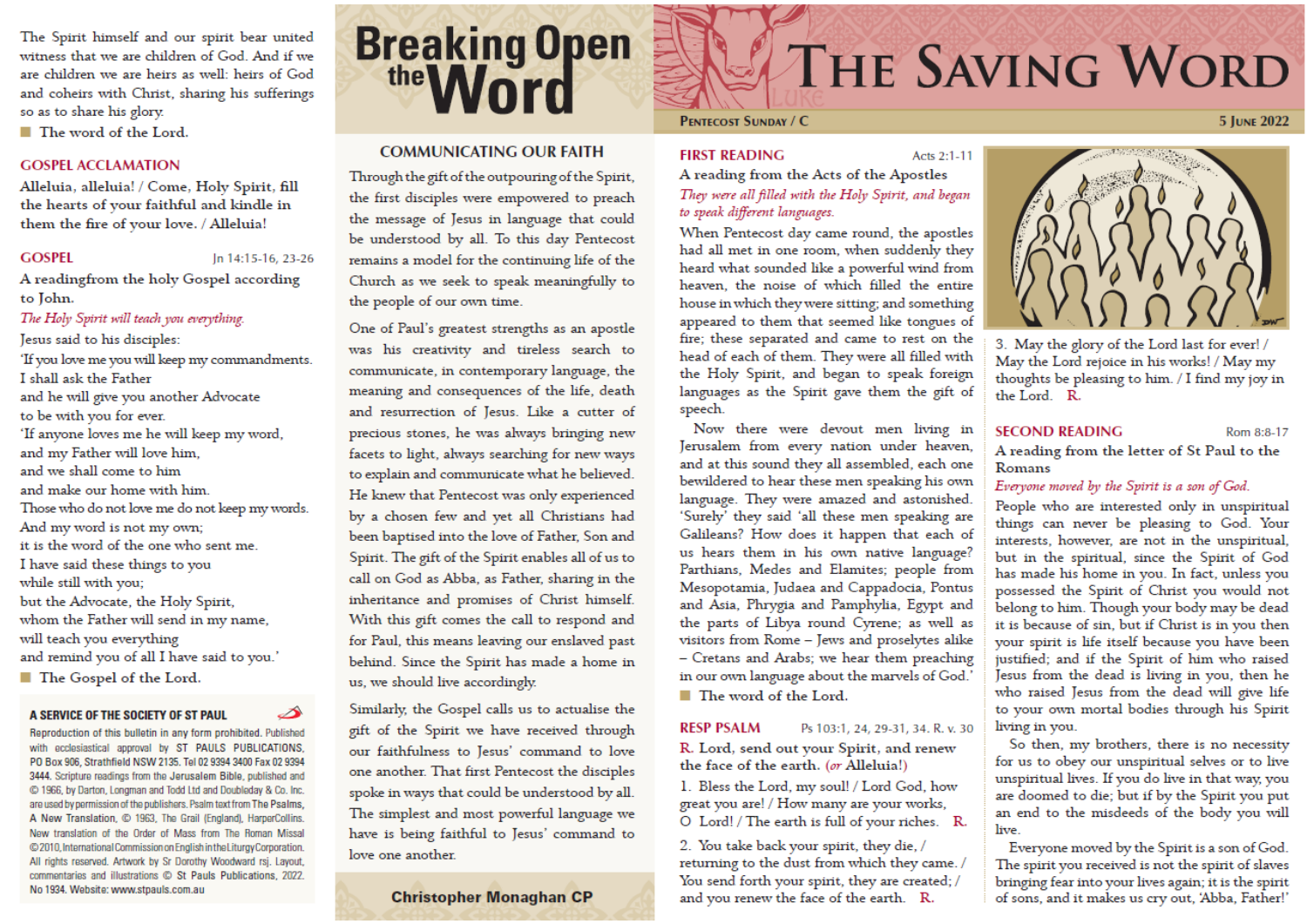The Spirit himself and our spirit bear united witness that we are children of God. And if we are children we are heirs as well: heirs of God and coheirs with Christ, sharing his sufferings so as to share his glory.

■ The word of the Lord.

## GOSPEL ACCLAMATION

Alleluia, alleluia! / Come, Holy Spirit, fill the hearts of your faithful and kindle in them the fire of your love. / Alleluia!

## GOSPEL

Jn 14:15-16, 23-26

A readingfrom the holy Gospel according to John.

*The Holy Spirit will teach you everything.*

Jesus said to his disciples:
'If you love me you will keep my commandments.
I shall ask the Father
and he will give you another Advocate
to be with you for ever.
'If anyone loves me he will keep my word,
and my Father will love him,
and we shall come to him
and make our home with him.
Those who do not love me do not keep my words.
And my word is not my own;
it is the word of the one who sent me.
I have said these things to you
while still with you;
but the Advocate, the Holy Spirit,
whom the Father will send in my name,
will teach you everything
and remind you of all I have said to you.'

■ The Gospel of the Lord.

**A SERVICE OF THE SOCIETY OF ST PAUL**

Reproduction of this bulletin in any form prohibited. Published with ecclesiastical approval by ST PAULS PUBLICATIONS, PO Box 906, Strathfield NSW 2135. Tel 02 9394 3400 Fax 02 9394 3444. Scripture readings from the Jerusalem Bible, published and © 1966, by Darton, Longman and Todd Ltd and Doubleday & Co. Inc. are used by permission of the publishers. Psalm text from The Psalms, A New Translation, © 1963, The Grail (England), HarperCollins. New translation of the Order of Mass from The Roman Missal ©2010, International Commission on English in the Liturgy Corporation. All rights reserved. Artwork by Sr Dorothy Woodward rsj. Layout, commentaries and illustrations © St Pauls Publications, 2022. No 1934. Website: www.stpauls.com.au

# Breaking Open the Word

## COMMUNICATING OUR FAITH

Through the gift of the outpouring of the Spirit, the first disciples were empowered to preach the message of Jesus in language that could be understood by all. To this day Pentecost remains a model for the continuing life of the Church as we seek to speak meaningfully to the people of our own time.

One of Paul's greatest strengths as an apostle was his creativity and tireless search to communicate, in contemporary language, the meaning and consequences of the life, death and resurrection of Jesus. Like a cutter of precious stones, he was always bringing new facets to light, always searching for new ways to explain and communicate what he believed. He knew that Pentecost was only experienced by a chosen few and yet all Christians had been baptised into the love of Father, Son and Spirit. The gift of the Spirit enables all of us to call on God as Abba, as Father, sharing in the inheritance and promises of Christ himself. With this gift comes the call to respond and for Paul, this means leaving our enslaved past behind. Since the Spirit has made a home in us, we should live accordingly.

Similarly, the Gospel calls us to actualise the gift of the Spirit we have received through our faithfulness to Jesus' command to love one another. That first Pentecost the disciples spoke in ways that could be understood by all. The simplest and most powerful language we have is being faithful to Jesus' command to love one another.

**Christopher Monaghan CP**

# The Saving Word

Pentecost Sunday / C — 5 June 2022

## FIRST READING

Acts 2:1-11

A reading from the Acts of the Apostles

*They were all filled with the Holy Spirit, and began to speak different languages.*

When Pentecost day came round, the apostles had all met in one room, when suddenly they heard what sounded like a powerful wind from heaven, the noise of which filled the entire house in which they were sitting; and something appeared to them that seemed like tongues of fire; these separated and came to rest on the head of each of them. They were all filled with the Holy Spirit, and began to speak foreign languages as the Spirit gave them the gift of speech.

Now there were devout men living in Jerusalem from every nation under heaven, and at this sound they all assembled, each one bewildered to hear these men speaking his own language. They were amazed and astonished. 'Surely' they said 'all these men speaking are Galileans? How does it happen that each of us hears them in his own native language? Parthians, Medes and Elamites; people from Mesopotamia, Judaea and Cappadocia, Pontus and Asia, Phrygia and Pamphylia, Egypt and the parts of Libya round Cyrene; as well as visitors from Rome – Jews and proselytes alike – Cretans and Arabs; we hear them preaching in our own language about the marvels of God.'

■ The word of the Lord.

## RESP PSALM

Ps 103:1, 24, 29-31, 34. R. v. 30

R. Lord, send out your Spirit, and renew the face of the earth. (*or* Alleluia!)

1. Bless the Lord, my soul! / Lord God, how great you are! / How many are your works, O Lord! / The earth is full of your riches. R.

2. You take back your spirit, they die, / returning to the dust from which they came. / You send forth your spirit, they are created; / and you renew the face of the earth. R.

3. May the glory of the Lord last for ever! / May the Lord rejoice in his works! / May my thoughts be pleasing to him. / I find my joy in the Lord. R.

## SECOND READING

Rom 8:8-17

A reading from the letter of St Paul to the Romans

*Everyone moved by the Spirit is a son of God.*

People who are interested only in unspiritual things can never be pleasing to God. Your interests, however, are not in the unspiritual, but in the spiritual, since the Spirit of God has made his home in you. In fact, unless you possessed the Spirit of Christ you would not belong to him. Though your body may be dead it is because of sin, but if Christ is in you then your spirit is life itself because you have been justified; and if the Spirit of him who raised Jesus from the dead is living in you, then he who raised Jesus from the dead will give life to your own mortal bodies through his Spirit living in you.

So then, my brothers, there is no necessity for us to obey our unspiritual selves or to live unspiritual lives. If you do live in that way, you are doomed to die; but if by the Spirit you put an end to the misdeeds of the body you will live.

Everyone moved by the Spirit is a son of God. The spirit you received is not the spirit of slaves bringing fear into your lives again; it is the spirit of sons, and it makes us cry out, 'Abba, Father!'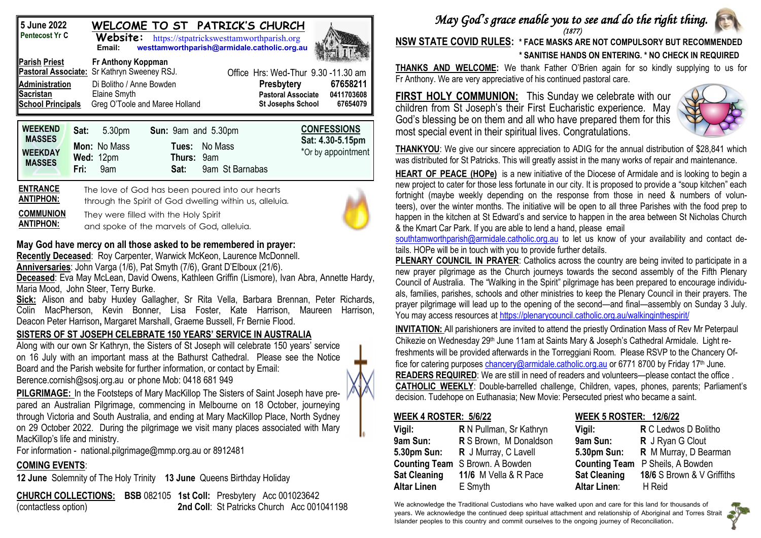# WELCOME TO ST PATRICK'S CHURCH

**5 June 2022**
**Pentecost Yr C**

**Website:** https://stpatrickswesttamworthparish.org
**Email:** westtamworthparish@armidale.catholic.org.au

| | | | |
|---|---|---|---|
| **Parish Priest** | Fr Anthony Koppman | | |
| **Pastoral Associate:** | Sr Kathryn Sweeney RSJ. | Office Hrs: Wed-Thur 9.30 -11.30 am | |
| **Administration** | Di Bolitho / Anne Bowden | **Presbytery** | **67658211** |
| **Sacristan** | Elaine Smyth | **Pastoral Associate** | **0411703608** |
| **School Principals** | Greg O'Toole and Maree Holland | **St Josephs School** | **67654079** |

| | | | |
|---|---|---|---|
| **WEEKEND MASSES** | **Sat:** 5.30pm | **Sun:** 9am and 5.30pm | **CONFESSIONS** Sat: 4.30-5.15pm *Or by appointment |
| **WEEKDAY MASSES** | **Mon:** No Mass **Wed:** 12pm **Fri:** 9am | **Tues:** No Mass **Thurs:** 9am **Sat:** 9am St Barnabas | |

**ENTRANCE ANTIPHON:** The love of God has been poured into our hearts through the Spirit of God dwelling within us, alleluia.

**COMMUNION ANTIPHON:** They were filled with the Holy Spirit and spoke of the marvels of God, alleluia.

**May God have mercy on all those asked to be remembered in prayer:**

**Recently Deceased**: Roy Carpenter, Warwick McKeon, Laurence McDonnell.

**Anniversaries**: John Varga (1/6), Pat Smyth (7/6), Grant D'Elboux (21/6).

**Deceased**: Eva May McLean, David Owens, Kathleen Griffin (Lismore), Ivan Abra, Annette Hardy, Maria Mood, John Steer, Terry Burke.

**Sick:** Alison and baby Huxley Gallagher, Sr Rita Vella, Barbara Brennan, Peter Richards, Colin MacPherson, Kevin Bonner, Lisa Foster, Kate Harrison, Maureen Harrison, Deacon Peter Harrison**,** Margaret Marshall, Graeme Bussell, Fr Bernie Flood.

**SISTERS OF ST JOSEPH CELEBRATE 150 YEARS' SERVICE IN AUSTRALIA**

Along with our own Sr Kathryn, the Sisters of St Joseph will celebrate 150 years' service on 16 July with an important mass at the Bathurst Cathedral. Please see the Notice Board and the Parish website for further information, or contact by Email: Berence.cornish@sosj.org.au or phone Mob: 0418 681 949

**PILGRIMAGE:** In the Footsteps of Mary MacKillop The Sisters of Saint Joseph have prepared an Australian Pilgrimage, commencing in Melbourne on 18 October, journeying through Victoria and South Australia, and ending at Mary MacKillop Place, North Sydney on 29 October 2022. During the pilgrimage we visit many places associated with Mary MacKillop's life and ministry.

For information - national.pilgrimage@mmp.org.au or 8912481

**COMING EVENTS**:

**12 June** Solemnity of The Holy Trinity **13 June** Queens Birthday Holiday

**CHURCH COLLECTIONS:** **BSB** 082105 **1st Coll:** Presbytery Acc 001023642
(contactless option) **2nd Coll**: St Patricks Church Acc 001041198

*May God's grace enable you to see and do the right thing.* *(1877)*

**NSW STATE COVID RULES:** * FACE MASKS ARE NOT COMPULSORY BUT RECOMMENDED * SANITISE HANDS ON ENTERING. * NO CHECK IN REQUIRED

**THANKS AND WELCOME:** We thank Father O'Brien again for so kindly supplying to us for Fr Anthony. We are very appreciative of his continued pastoral care.

**FIRST HOLY COMMUNION:** This Sunday we celebrate with our children from St Joseph's their First Eucharistic experience. May God's blessing be on them and all who have prepared them for this most special event in their spiritual lives. Congratulations.

**THANKYOU**: We give our sincere appreciation to ADIG for the annual distribution of $28,841 which was distributed for St Patricks. This will greatly assist in the many works of repair and maintenance.

**HEART OF PEACE (HOPe)** is a new initiative of the Diocese of Armidale and is looking to begin a new project to cater for those less fortunate in our city. It is proposed to provide a "soup kitchen" each fortnight (maybe weekly depending on the response from those in need & numbers of volunteers), over the winter months. The initiative will be open to all three Parishes with the food prep to happen in the kitchen at St Edward's and service to happen in the area between St Nicholas Church & the Kmart Car Park. If you are able to lend a hand, please email southtamworthparish@armidale.catholic.org.au to let us know of your availability and contact details. HOPe will be in touch with you to provide further details.

**PLENARY COUNCIL IN PRAYER**: Catholics across the country are being invited to participate in a new prayer pilgrimage as the Church journeys towards the second assembly of the Fifth Plenary Council of Australia. The "Walking in the Spirit" pilgrimage has been prepared to encourage individuals, families, parishes, schools and other ministries to keep the Plenary Council in their prayers. The prayer pilgrimage will lead up to the opening of the second—and final—assembly on Sunday 3 July. You may access resources at https://plenarycouncil.catholic.org.au/walkinginthespirit/

**INVITATION:** All parishioners are invited to attend the priestly Ordination Mass of Rev Mr Peterpaul Chikezie on Wednesday 29th June 11am at Saints Mary & Joseph's Cathedral Armidale. Light refreshments will be provided afterwards in the Torreggiani Room. Please RSVP to the Chancery Office for catering purposes chancery@armidale.catholic.org.au or 6771 8700 by Friday 17th June.

**READERS REQUIRED**: We are still in need of readers and volunteers—please contact the office .

**CATHOLIC WEEKLY**: Double-barrelled challenge, Children, vapes, phones, parents; Parliament's decision. Tudehope on Euthanasia; New Movie: Persecuted priest who became a saint.

| **WEEK 4 ROSTER: 5/6/22** | | **WEEK 5 ROSTER: 12/6/22** | |
|---|---|---|---|
| **Vigil:** | **R** N Pullman, Sr Kathryn | **Vigil:** | **R** C Ledwos D Bolitho |
| **9am Sun:** | **R** S Brown, M Donaldson | **9am Sun:** | **R** J Ryan G Clout |
| **5.30pm Sun:** | **R** J Murray, C Lavell | **5.30pm Sun:** | **R** M Murray, D Bearman |
| **Counting Team** | S Brown. A Bowden | **Counting Team** | P Sheils, A Bowden |
| **Sat Cleaning** | **11/6** M Vella & R Pace | **Sat Cleaning** | **18/6** S Brown & V Griffiths |
| **Altar Linen** | E Smyth | **Altar Linen**: | H Reid |

We acknowledge the Traditional Custodians who have walked upon and care for this land for thousands of years. We acknowledge the continued deep spiritual attachment and relationship of Aboriginal and Torres Strait Islander peoples to this country and commit ourselves to the ongoing journey of Reconciliation.